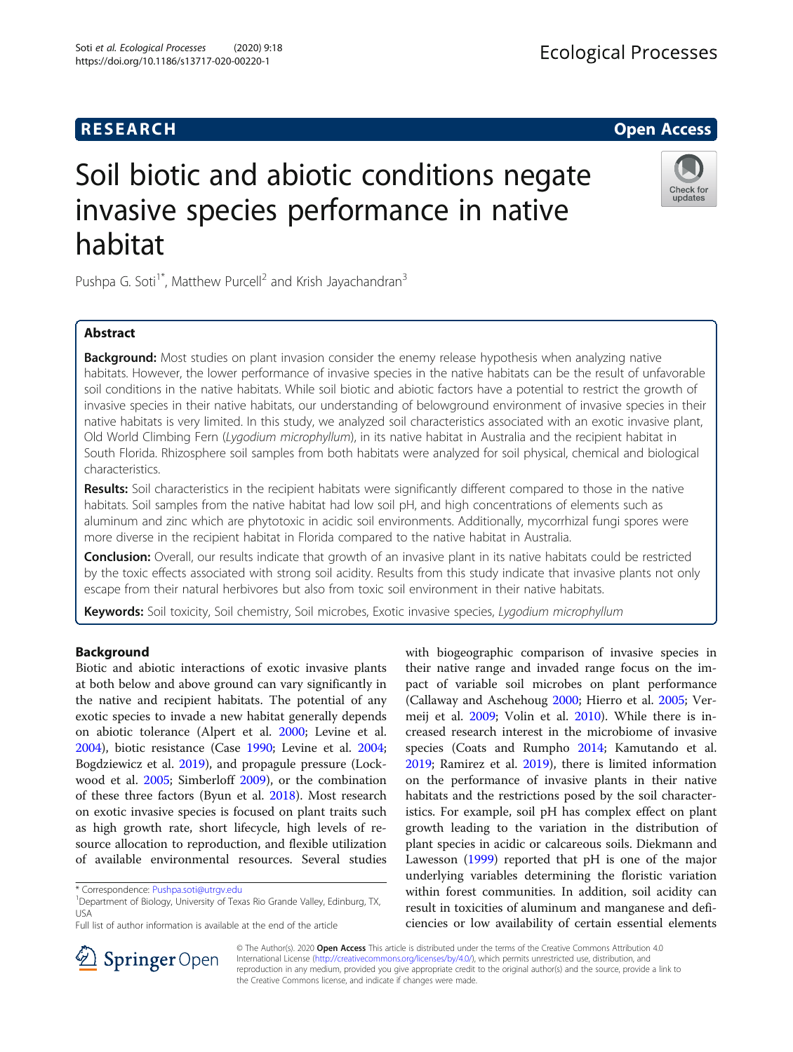RESEARCH | Open Access

# Soil biotic and abiotic conditions negate invasive species performance in native habitat

Pushpa G. Soti[1*], Matthew Purcell[2] and Krish Jayachandran[3]

## Abstract

**Background:** Most studies on plant invasion consider the enemy release hypothesis when analyzing native habitats. However, the lower performance of invasive species in the native habitats can be the result of unfavorable soil conditions in the native habitats. While soil biotic and abiotic factors have a potential to restrict the growth of invasive species in their native habitats, our understanding of belowground environment of invasive species in their native habitats is very limited. In this study, we analyzed soil characteristics associated with an exotic invasive plant, Old World Climbing Fern (*Lygodium microphyllum*), in its native habitat in Australia and the recipient habitat in South Florida. Rhizosphere soil samples from both habitats were analyzed for soil physical, chemical and biological characteristics.

**Results:** Soil characteristics in the recipient habitats were significantly different compared to those in the native habitats. Soil samples from the native habitat had low soil pH, and high concentrations of elements such as aluminum and zinc which are phytotoxic in acidic soil environments. Additionally, mycorrhizal fungi spores were more diverse in the recipient habitat in Florida compared to the native habitat in Australia.

**Conclusion:** Overall, our results indicate that growth of an invasive plant in its native habitats could be restricted by the toxic effects associated with strong soil acidity. Results from this study indicate that invasive plants not only escape from their natural herbivores but also from toxic soil environment in their native habitats.

**Keywords:** Soil toxicity, Soil chemistry, Soil microbes, Exotic invasive species, *Lygodium microphyllum*

## Background

Biotic and abiotic interactions of exotic invasive plants at both below and above ground can vary significantly in the native and recipient habitats. The potential of any exotic species to invade a new habitat generally depends on abiotic tolerance (Alpert et al. 2000; Levine et al. 2004), biotic resistance (Case 1990; Levine et al. 2004; Bogdziewicz et al. 2019), and propagule pressure (Lockwood et al. 2005; Simberloff 2009), or the combination of these three factors (Byun et al. 2018). Most research on exotic invasive species is focused on plant traits such as high growth rate, short lifecycle, high levels of resource allocation to reproduction, and flexible utilization of available environmental resources. Several studies with biogeographic comparison of invasive species in their native range and invaded range focus on the impact of variable soil microbes on plant performance (Callaway and Aschehoug 2000; Hierro et al. 2005; Vermeij et al. 2009; Volin et al. 2010). While there is increased research interest in the microbiome of invasive species (Coats and Rumpho 2014; Kamutando et al. 2019; Ramirez et al. 2019), there is limited information on the performance of invasive plants in their native habitats and the restrictions posed by the soil characteristics. For example, soil pH has complex effect on plant growth leading to the variation in the distribution of plant species in acidic or calcareous soils. Diekmann and Lawesson (1999) reported that pH is one of the major underlying variables determining the floristic variation within forest communities. In addition, soil acidity can result in toxicities of aluminum and manganese and deficiencies or low availability of certain essential elements

* Correspondence: Pushpa.soti@utrgv.edu
[1]Department of Biology, University of Texas Rio Grande Valley, Edinburg, TX, USA
Full list of author information is available at the end of the article

© The Author(s). 2020 **Open Access** This article is distributed under the terms of the Creative Commons Attribution 4.0 International License (http://creativecommons.org/licenses/by/4.0/), which permits unrestricted use, distribution, and reproduction in any medium, provided you give appropriate credit to the original author(s) and the source, provide a link to the Creative Commons license, and indicate if changes were made.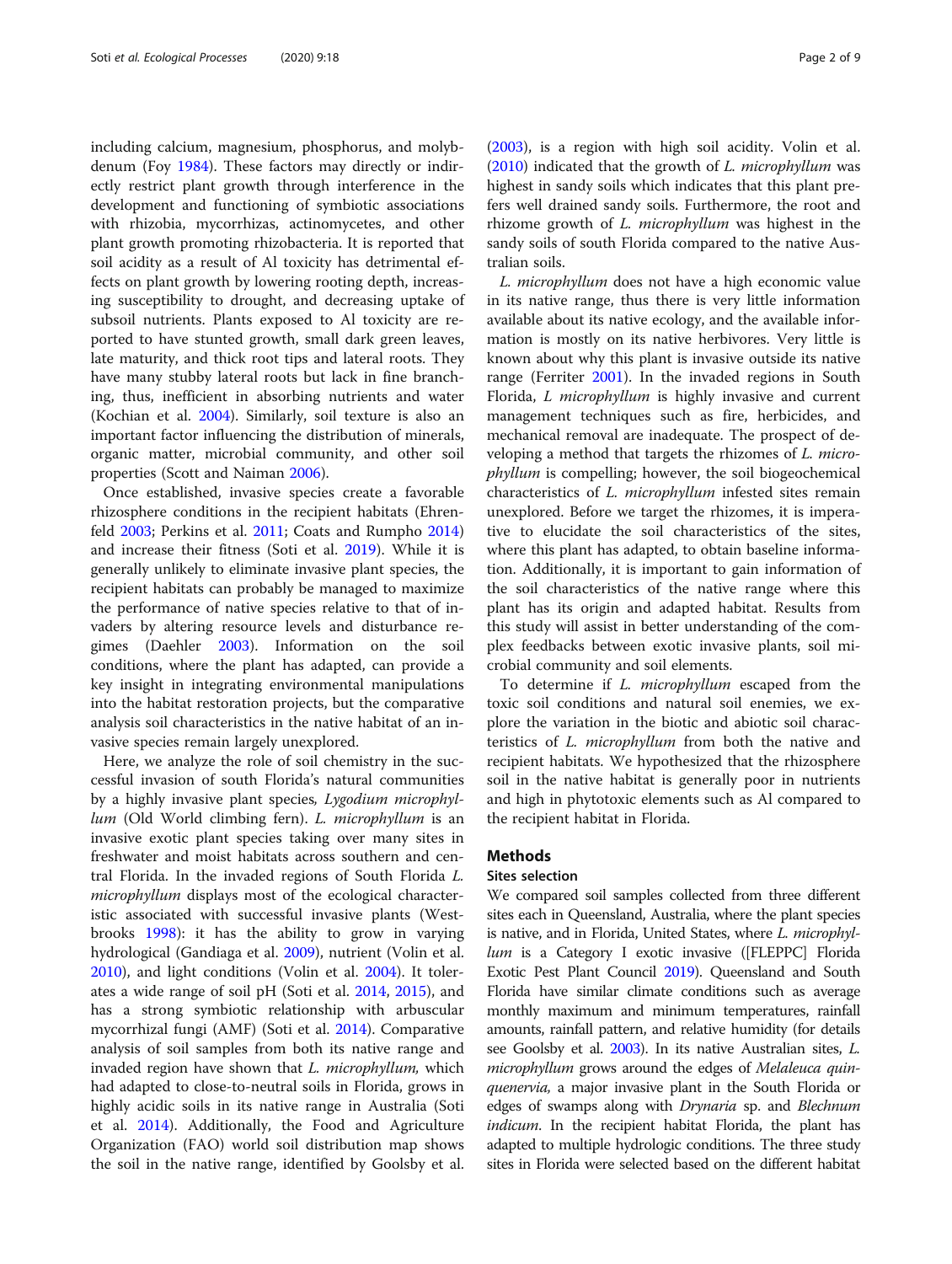including calcium, magnesium, phosphorus, and molybdenum (Foy 1984). These factors may directly or indirectly restrict plant growth through interference in the development and functioning of symbiotic associations with rhizobia, mycorrhizas, actinomycetes, and other plant growth promoting rhizobacteria. It is reported that soil acidity as a result of Al toxicity has detrimental effects on plant growth by lowering rooting depth, increasing susceptibility to drought, and decreasing uptake of subsoil nutrients. Plants exposed to Al toxicity are reported to have stunted growth, small dark green leaves, late maturity, and thick root tips and lateral roots. They have many stubby lateral roots but lack in fine branching, thus, inefficient in absorbing nutrients and water (Kochian et al. 2004). Similarly, soil texture is also an important factor influencing the distribution of minerals, organic matter, microbial community, and other soil properties (Scott and Naiman 2006).

Once established, invasive species create a favorable rhizosphere conditions in the recipient habitats (Ehrenfeld 2003; Perkins et al. 2011; Coats and Rumpho 2014) and increase their fitness (Soti et al. 2019). While it is generally unlikely to eliminate invasive plant species, the recipient habitats can probably be managed to maximize the performance of native species relative to that of invaders by altering resource levels and disturbance regimes (Daehler 2003). Information on the soil conditions, where the plant has adapted, can provide a key insight in integrating environmental manipulations into the habitat restoration projects, but the comparative analysis soil characteristics in the native habitat of an invasive species remain largely unexplored.

Here, we analyze the role of soil chemistry in the successful invasion of south Florida's natural communities by a highly invasive plant species, *Lygodium microphyllum* (Old World climbing fern). *L. microphyllum* is an invasive exotic plant species taking over many sites in freshwater and moist habitats across southern and central Florida. In the invaded regions of South Florida *L. microphyllum* displays most of the ecological characteristic associated with successful invasive plants (Westbrooks 1998): it has the ability to grow in varying hydrological (Gandiaga et al. 2009), nutrient (Volin et al. 2010), and light conditions (Volin et al. 2004). It tolerates a wide range of soil pH (Soti et al. 2014, 2015), and has a strong symbiotic relationship with arbuscular mycorrhizal fungi (AMF) (Soti et al. 2014). Comparative analysis of soil samples from both its native range and invaded region have shown that *L. microphyllum,* which had adapted to close-to-neutral soils in Florida, grows in highly acidic soils in its native range in Australia (Soti et al. 2014). Additionally, the Food and Agriculture Organization (FAO) world soil distribution map shows the soil in the native range, identified by Goolsby et al. (2003), is a region with high soil acidity. Volin et al. (2010) indicated that the growth of *L. microphyllum* was highest in sandy soils which indicates that this plant prefers well drained sandy soils. Furthermore, the root and rhizome growth of *L. microphyllum* was highest in the sandy soils of south Florida compared to the native Australian soils.

*L. microphyllum* does not have a high economic value in its native range, thus there is very little information available about its native ecology, and the available information is mostly on its native herbivores. Very little is known about why this plant is invasive outside its native range (Ferriter 2001). In the invaded regions in South Florida, *L microphyllum* is highly invasive and current management techniques such as fire, herbicides, and mechanical removal are inadequate. The prospect of developing a method that targets the rhizomes of *L. microphyllum* is compelling; however, the soil biogeochemical characteristics of *L. microphyllum* infested sites remain unexplored. Before we target the rhizomes, it is imperative to elucidate the soil characteristics of the sites, where this plant has adapted, to obtain baseline information. Additionally, it is important to gain information of the soil characteristics of the native range where this plant has its origin and adapted habitat. Results from this study will assist in better understanding of the complex feedbacks between exotic invasive plants, soil microbial community and soil elements.

To determine if *L. microphyllum* escaped from the toxic soil conditions and natural soil enemies, we explore the variation in the biotic and abiotic soil characteristics of *L. microphyllum* from both the native and recipient habitats. We hypothesized that the rhizosphere soil in the native habitat is generally poor in nutrients and high in phytotoxic elements such as Al compared to the recipient habitat in Florida.

## Methods

### Sites selection

We compared soil samples collected from three different sites each in Queensland, Australia, where the plant species is native, and in Florida, United States, where *L. microphyllum* is a Category I exotic invasive ([FLEPPC] Florida Exotic Pest Plant Council 2019). Queensland and South Florida have similar climate conditions such as average monthly maximum and minimum temperatures, rainfall amounts, rainfall pattern, and relative humidity (for details see Goolsby et al. 2003). In its native Australian sites, *L. microphyllum* grows around the edges of *Melaleuca quinquenervia,* a major invasive plant in the South Florida or edges of swamps along with *Drynaria* sp. and *Blechnum indicum*. In the recipient habitat Florida, the plant has adapted to multiple hydrologic conditions. The three study sites in Florida were selected based on the different habitat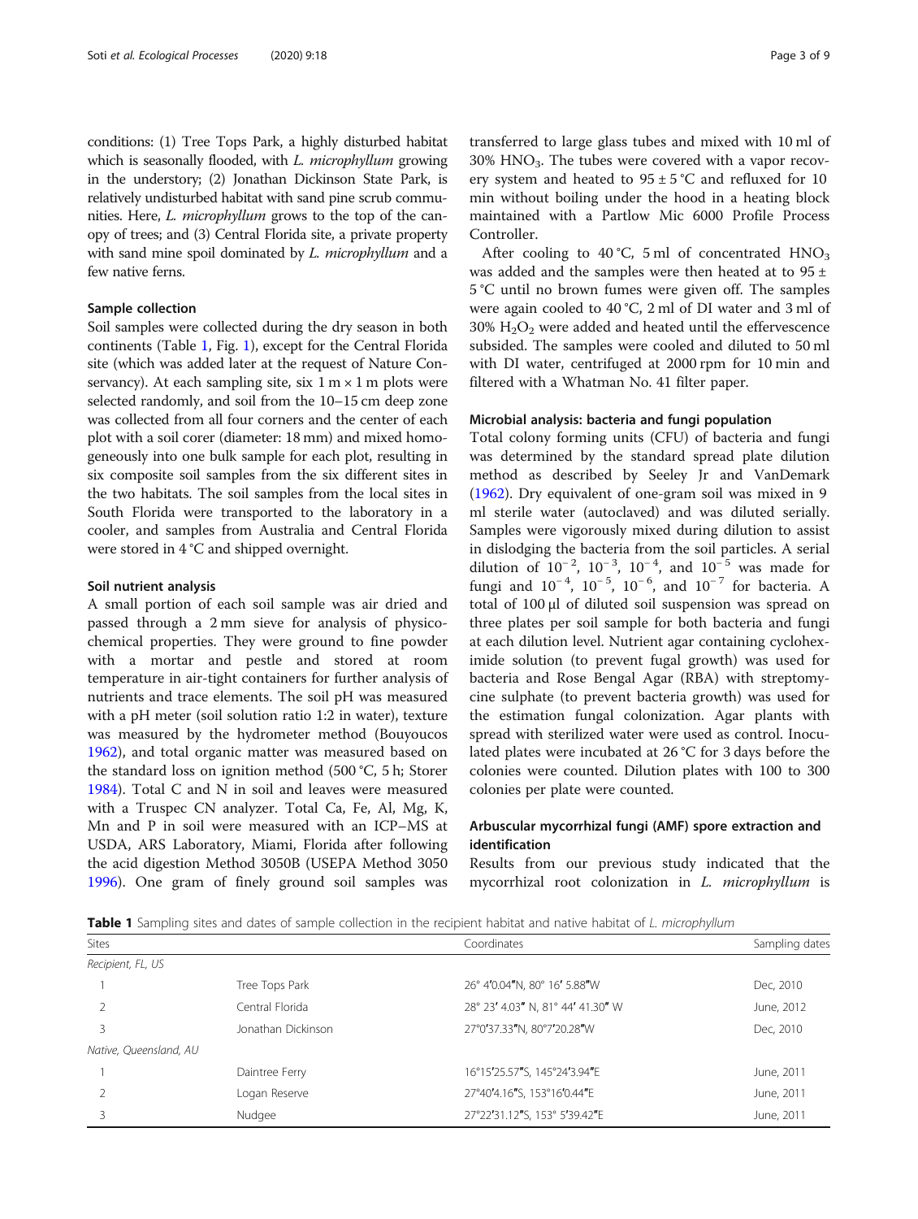conditions: (1) Tree Tops Park, a highly disturbed habitat which is seasonally flooded, with *L. microphyllum* growing in the understory; (2) Jonathan Dickinson State Park, is relatively undisturbed habitat with sand pine scrub communities. Here, *L. microphyllum* grows to the top of the canopy of trees; and (3) Central Florida site, a private property with sand mine spoil dominated by *L. microphyllum* and a few native ferns.

### Sample collection

Soil samples were collected during the dry season in both continents (Table 1, Fig. 1), except for the Central Florida site (which was added later at the request of Nature Conservancy). At each sampling site, six 1 m × 1 m plots were selected randomly, and soil from the 10–15 cm deep zone was collected from all four corners and the center of each plot with a soil corer (diameter: 18 mm) and mixed homogeneously into one bulk sample for each plot, resulting in six composite soil samples from the six different sites in the two habitats. The soil samples from the local sites in South Florida were transported to the laboratory in a cooler, and samples from Australia and Central Florida were stored in 4 °C and shipped overnight.

### Soil nutrient analysis

A small portion of each soil sample was air dried and passed through a 2 mm sieve for analysis of physicochemical properties. They were ground to fine powder with a mortar and pestle and stored at room temperature in air-tight containers for further analysis of nutrients and trace elements. The soil pH was measured with a pH meter (soil solution ratio 1:2 in water), texture was measured by the hydrometer method (Bouyoucos 1962), and total organic matter was measured based on the standard loss on ignition method (500 °C, 5 h; Storer 1984). Total C and N in soil and leaves were measured with a Truspec CN analyzer. Total Ca, Fe, Al, Mg, K, Mn and P in soil were measured with an ICP–MS at USDA, ARS Laboratory, Miami, Florida after following the acid digestion Method 3050B (USEPA Method 3050 1996). One gram of finely ground soil samples was transferred to large glass tubes and mixed with 10 ml of 30% $HNO_3$. The tubes were covered with a vapor recovery system and heated to 95 ± 5 °C and refluxed for 10 min without boiling under the hood in a heating block maintained with a Partlow Mic 6000 Profile Process Controller.

After cooling to 40 °C, 5 ml of concentrated $HNO_3$ was added and the samples were then heated at to 95 ± 5 °C until no brown fumes were given off. The samples were again cooled to 40 °C, 2 ml of DI water and 3 ml of 30% $H_2O_2$ were added and heated until the effervescence subsided. The samples were cooled and diluted to 50 ml with DI water, centrifuged at 2000 rpm for 10 min and filtered with a Whatman No. 41 filter paper.

### Microbial analysis: bacteria and fungi population

Total colony forming units (CFU) of bacteria and fungi was determined by the standard spread plate dilution method as described by Seeley Jr and VanDemark (1962). Dry equivalent of one-gram soil was mixed in 9 ml sterile water (autoclaved) and was diluted serially. Samples were vigorously mixed during dilution to assist in dislodging the bacteria from the soil particles. A serial dilution of $10^{-2}$, $10^{-3}$, $10^{-4}$, and $10^{-5}$ was made for fungi and $10^{-4}$, $10^{-5}$, $10^{-6}$, and $10^{-7}$ for bacteria. A total of 100 μl of diluted soil suspension was spread on three plates per soil sample for both bacteria and fungi at each dilution level. Nutrient agar containing cycloheximide solution (to prevent fugal growth) was used for bacteria and Rose Bengal Agar (RBA) with streptomycine sulphate (to prevent bacteria growth) was used for the estimation fungal colonization. Agar plants with spread with sterilized water were used as control. Inoculated plates were incubated at 26 °C for 3 days before the colonies were counted. Dilution plates with 100 to 300 colonies per plate were counted.

### Arbuscular mycorrhizal fungi (AMF) spore extraction and identification

Results from our previous study indicated that the mycorrhizal root colonization in *L. microphyllum* is

**Table 1** Sampling sites and dates of sample collection in the recipient habitat and native habitat of *L. microphyllum*

| Sites | | Coordinates | Sampling dates |
|---|---|---|---|
| *Recipient, FL, US* | | | |
| 1 | Tree Tops Park | 26° 4′0.04″N, 80° 16′ 5.88″W | Dec, 2010 |
| 2 | Central Florida | 28° 23′ 4.03″ N, 81° 44′ 41.30″ W | June, 2012 |
| 3 | Jonathan Dickinson | 27°0′37.33″N, 80°7′20.28″W | Dec, 2010 |
| *Native, Queensland, AU* | | | |
| 1 | Daintree Ferry | 16°15′25.57″S, 145°24′3.94″E | June, 2011 |
| 2 | Logan Reserve | 27°40′4.16″S, 153°16′0.44″E | June, 2011 |
| 3 | Nudgee | 27°22′31.12″S, 153° 5′39.42″E | June, 2011 |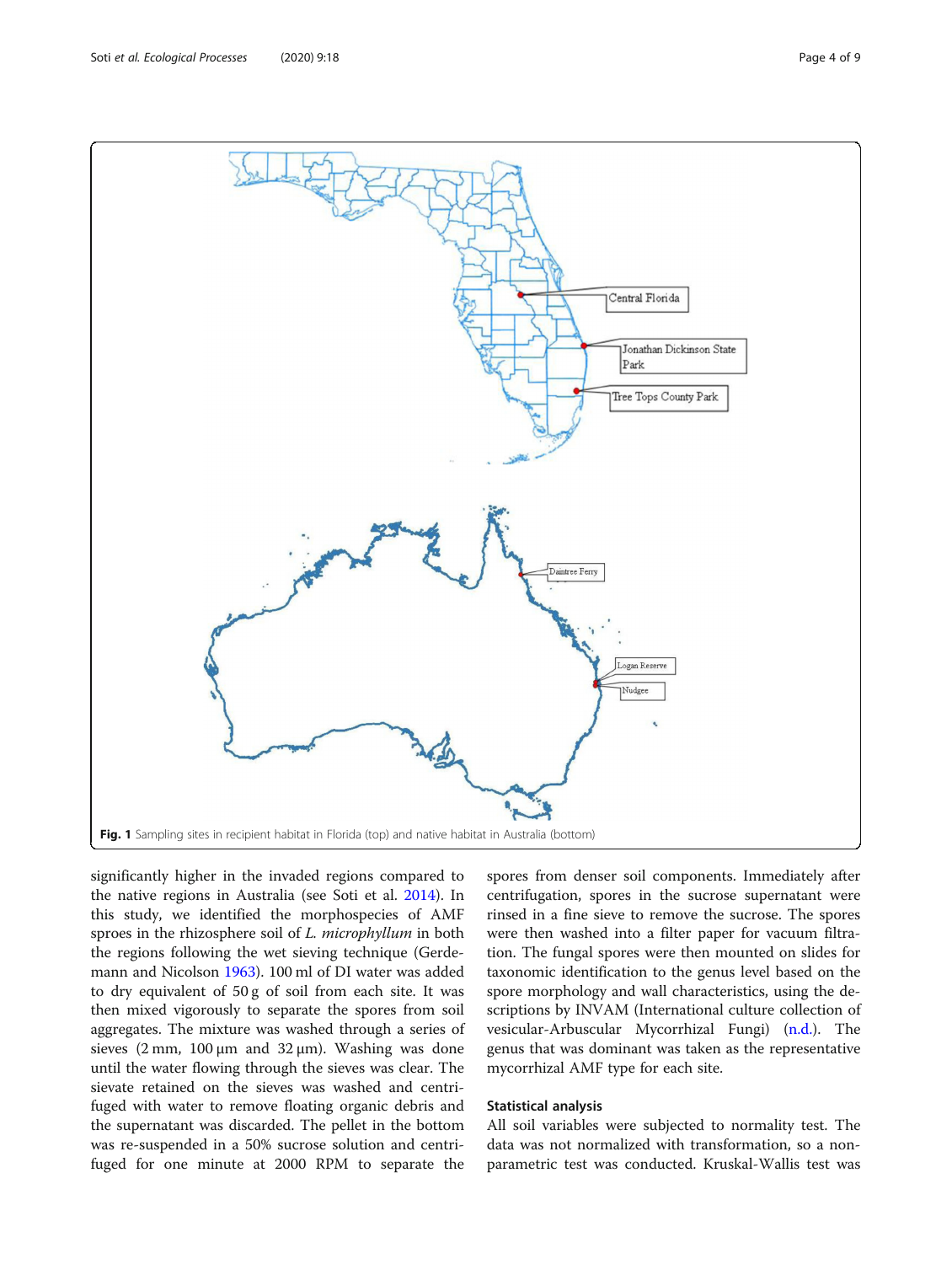Fig. 1 Sampling sites in recipient habitat in Florida (top) and native habitat in Australia (bottom)

significantly higher in the invaded regions compared to the native regions in Australia (see Soti et al. 2014). In this study, we identified the morphospecies of AMF sproes in the rhizosphere soil of *L. microphyllum* in both the regions following the wet sieving technique (Gerdemann and Nicolson 1963). 100 ml of DI water was added to dry equivalent of 50 g of soil from each site. It was then mixed vigorously to separate the spores from soil aggregates. The mixture was washed through a series of sieves (2 mm, 100 μm and 32 μm). Washing was done until the water flowing through the sieves was clear. The sievate retained on the sieves was washed and centrifuged with water to remove floating organic debris and the supernatant was discarded. The pellet in the bottom was re-suspended in a 50% sucrose solution and centrifuged for one minute at 2000 RPM to separate the spores from denser soil components. Immediately after centrifugation, spores in the sucrose supernatant were rinsed in a fine sieve to remove the sucrose. The spores were then washed into a filter paper for vacuum filtration. The fungal spores were then mounted on slides for taxonomic identification to the genus level based on the spore morphology and wall characteristics, using the descriptions by INVAM (International culture collection of vesicular-Arbuscular Mycorrhizal Fungi) (n.d.). The genus that was dominant was taken as the representative mycorrhizal AMF type for each site.

### Statistical analysis

All soil variables were subjected to normality test. The data was not normalized with transformation, so a non-parametric test was conducted. Kruskal-Wallis test was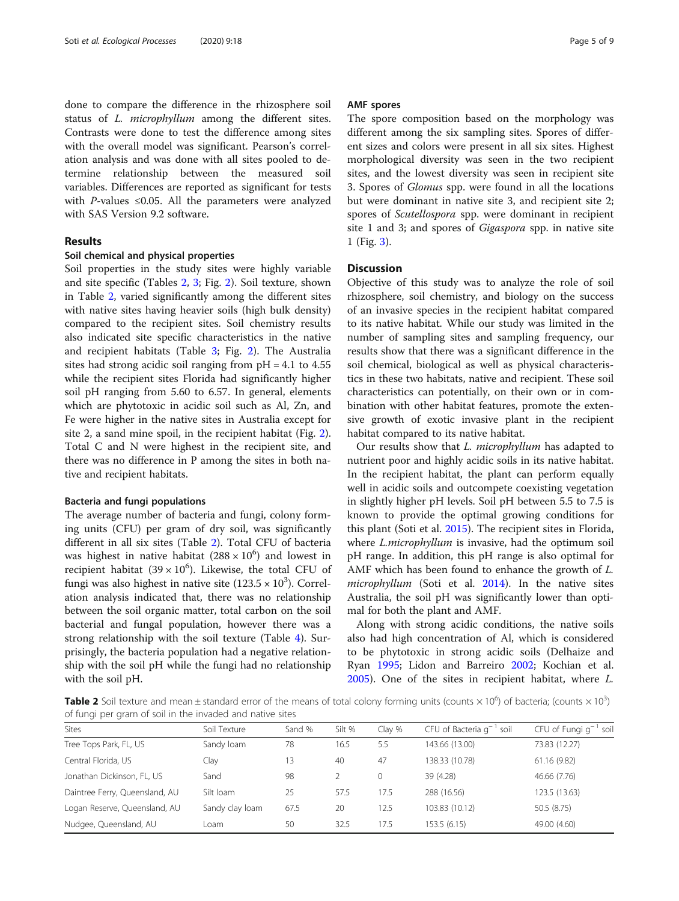done to compare the difference in the rhizosphere soil status of *L. microphyllum* among the different sites. Contrasts were done to test the difference among sites with the overall model was significant. Pearson's correlation analysis and was done with all sites pooled to determine relationship between the measured soil variables. Differences are reported as significant for tests with *P*-values ≤0.05. All the parameters were analyzed with SAS Version 9.2 software.

## Results

### Soil chemical and physical properties

Soil properties in the study sites were highly variable and site specific (Tables 2, 3; Fig. 2). Soil texture, shown in Table 2, varied significantly among the different sites with native sites having heavier soils (high bulk density) compared to the recipient sites. Soil chemistry results also indicated site specific characteristics in the native and recipient habitats (Table 3; Fig. 2). The Australia sites had strong acidic soil ranging from pH = 4.1 to 4.55 while the recipient sites Florida had significantly higher soil pH ranging from 5.60 to 6.57. In general, elements which are phytotoxic in acidic soil such as Al, Zn, and Fe were higher in the native sites in Australia except for site 2, a sand mine spoil, in the recipient habitat (Fig. 2). Total C and N were highest in the recipient site, and there was no difference in P among the sites in both native and recipient habitats.

### Bacteria and fungi populations

The average number of bacteria and fungi, colony forming units (CFU) per gram of dry soil, was significantly different in all six sites (Table 2). Total CFU of bacteria was highest in native habitat ($288 \times 10^6$) and lowest in recipient habitat ($39 \times 10^6$). Likewise, the total CFU of fungi was also highest in native site ($123.5 \times 10^3$). Correlation analysis indicated that, there was no relationship between the soil organic matter, total carbon on the soil bacterial and fungal population, however there was a strong relationship with the soil texture (Table 4). Surprisingly, the bacteria population had a negative relationship with the soil pH while the fungi had no relationship with the soil pH.

### AMF spores

The spore composition based on the morphology was different among the six sampling sites. Spores of different sizes and colors were present in all six sites. Highest morphological diversity was seen in the two recipient sites, and the lowest diversity was seen in recipient site 3. Spores of *Glomus* spp. were found in all the locations but were dominant in native site 3, and recipient site 2; spores of *Scutellospora* spp. were dominant in recipient site 1 and 3; and spores of *Gigaspora* spp. in native site 1 (Fig. 3).

## Discussion

Objective of this study was to analyze the role of soil rhizosphere, soil chemistry, and biology on the success of an invasive species in the recipient habitat compared to its native habitat. While our study was limited in the number of sampling sites and sampling frequency, our results show that there was a significant difference in the soil chemical, biological as well as physical characteristics in these two habitats, native and recipient. These soil characteristics can potentially, on their own or in combination with other habitat features, promote the extensive growth of exotic invasive plant in the recipient habitat compared to its native habitat.

Our results show that *L. microphyllum* has adapted to nutrient poor and highly acidic soils in its native habitat. In the recipient habitat, the plant can perform equally well in acidic soils and outcompete coexisting vegetation in slightly higher pH levels. Soil pH between 5.5 to 7.5 is known to provide the optimal growing conditions for this plant (Soti et al. 2015). The recipient sites in Florida, where *L.microphyllum* is invasive, had the optimum soil pH range. In addition, this pH range is also optimal for AMF which has been found to enhance the growth of *L. microphyllum* (Soti et al. 2014). In the native sites Australia, the soil pH was significantly lower than optimal for both the plant and AMF.

Along with strong acidic conditions, the native soils also had high concentration of Al, which is considered to be phytotoxic in strong acidic soils (Delhaize and Ryan 1995; Lidon and Barreiro 2002; Kochian et al. 2005). One of the sites in recipient habitat, where *L.*

**Table 2** Soil texture and mean ± standard error of the means of total colony forming units (counts × $10^6$) of bacteria; (counts × $10^3$) of fungi per gram of soil in the invaded and native sites

| Sites | Soil Texture | Sand % | Silt % | Clay % | CFU of Bacteria $g^{-1}$ soil | CFU of Fungi $g^{-1}$ soil |
|---|---|---|---|---|---|---|
| Tree Tops Park, FL, US | Sandy loam | 78 | 16.5 | 5.5 | 143.66 (13.00) | 73.83 (12.27) |
| Central Florida, US | Clay | 13 | 40 | 47 | 138.33 (10.78) | 61.16 (9.82) |
| Jonathan Dickinson, FL, US | Sand | 98 | 2 | 0 | 39 (4.28) | 46.66 (7.76) |
| Daintree Ferry, Queensland, AU | Silt loam | 25 | 57.5 | 17.5 | 288 (16.56) | 123.5 (13.63) |
| Logan Reserve, Queensland, AU | Sandy clay loam | 67.5 | 20 | 12.5 | 103.83 (10.12) | 50.5 (8.75) |
| Nudgee, Queensland, AU | Loam | 50 | 32.5 | 17.5 | 153.5 (6.15) | 49.00 (4.60) |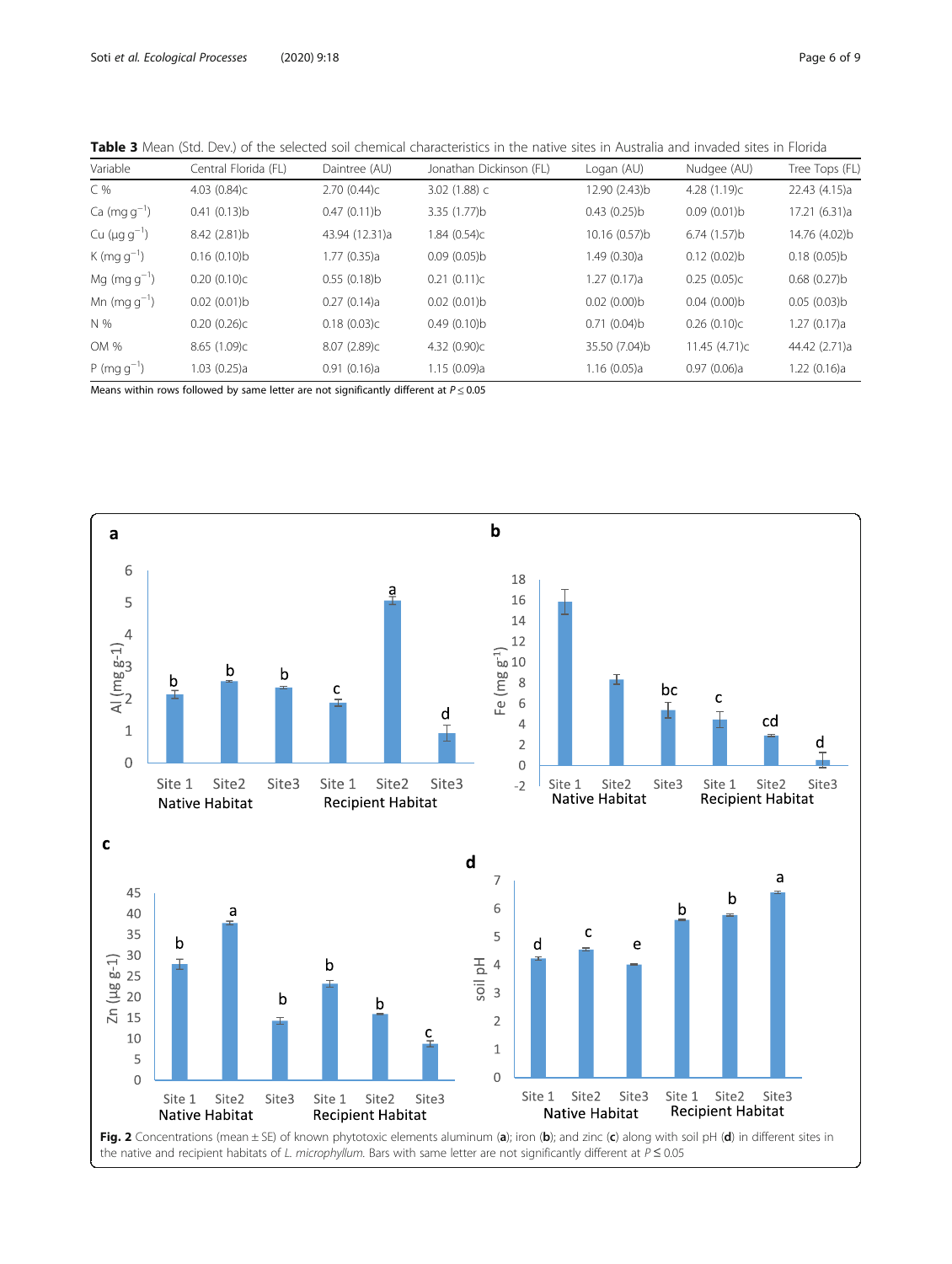**Table 3** Mean (Std. Dev.) of the selected soil chemical characteristics in the native sites in Australia and invaded sites in Florida

| Variable | Central Florida (FL) | Daintree (AU) | Jonathan Dickinson (FL) | Logan (AU) | Nudgee (AU) | Tree Tops (FL) |
|---|---|---|---|---|---|---|
| C % | 4.03 (0.84)c | 2.70 (0.44)c | 3.02 (1.88) c | 12.90 (2.43)b | 4.28 (1.19)c | 22.43 (4.15)a |
| Ca (mg $g^{-1}$) | 0.41 (0.13)b | 0.47 (0.11)b | 3.35 (1.77)b | 0.43 (0.25)b | 0.09 (0.01)b | 17.21 (6.31)a |
| Cu (μg $g^{-1}$) | 8.42 (2.81)b | 43.94 (12.31)a | 1.84 (0.54)c | 10.16 (0.57)b | 6.74 (1.57)b | 14.76 (4.02)b |
| K (mg $g^{-1}$) | 0.16 (0.10)b | 1.77 (0.35)a | 0.09 (0.05)b | 1.49 (0.30)a | 0.12 (0.02)b | 0.18 (0.05)b |
| Mg (mg $g^{-1}$) | 0.20 (0.10)c | 0.55 (0.18)b | 0.21 (0.11)c | 1.27 (0.17)a | 0.25 (0.05)c | 0.68 (0.27)b |
| Mn (mg $g^{-1}$) | 0.02 (0.01)b | 0.27 (0.14)a | 0.02 (0.01)b | 0.02 (0.00)b | 0.04 (0.00)b | 0.05 (0.03)b |
| N % | 0.20 (0.26)c | 0.18 (0.03)c | 0.49 (0.10)b | 0.71 (0.04)b | 0.26 (0.10)c | 1.27 (0.17)a |
| OM % | 8.65 (1.09)c | 8.07 (2.89)c | 4.32 (0.90)c | 35.50 (7.04)b | 11.45 (4.71)c | 44.42 (2.71)a |
| P (mg $g^{-1}$) | 1.03 (0.25)a | 0.91 (0.16)a | 1.15 (0.09)a | 1.16 (0.05)a | 0.97 (0.06)a | 1.22 (0.16)a |

Means within rows followed by same letter are not significantly different at $P \leq 0.05$

**Fig. 2** Concentrations (mean ± SE) of known phytotoxic elements aluminum (**a**); iron (**b**); and zinc (**c**) along with soil pH (**d**) in different sites in the native and recipient habitats of *L. microphyllum*. Bars with same letter are not significantly different at $P \leq 0.05$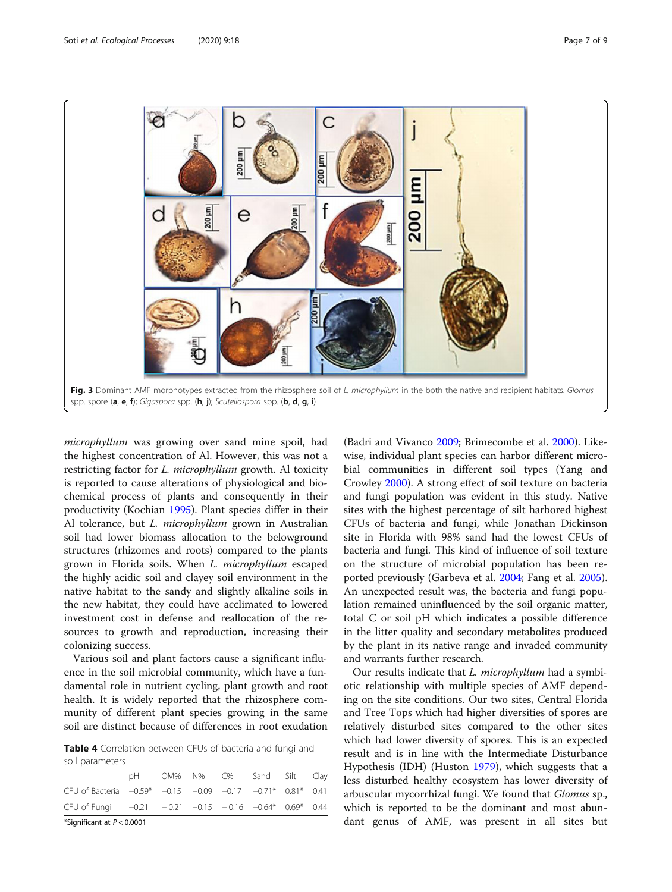Fig. 3 Dominant AMF morphotypes extracted from the rhizosphere soil of *L. microphyllum* in the both the native and recipient habitats. *Glomus* spp. spore (**a**, **e**, **f**); *Gigaspora* spp. (**h**, **j**); *Scutellospora* spp. (**b**, **d**, **g**, **i**)

*microphyllum* was growing over sand mine spoil, had the highest concentration of Al. However, this was not a restricting factor for *L. microphyllum* growth. Al toxicity is reported to cause alterations of physiological and biochemical process of plants and consequently in their productivity (Kochian 1995). Plant species differ in their Al tolerance, but *L. microphyllum* grown in Australian soil had lower biomass allocation to the belowground structures (rhizomes and roots) compared to the plants grown in Florida soils. When *L. microphyllum* escaped the highly acidic soil and clayey soil environment in the native habitat to the sandy and slightly alkaline soils in the new habitat, they could have acclimated to lowered investment cost in defense and reallocation of the resources to growth and reproduction, increasing their colonizing success.

Various soil and plant factors cause a significant influence in the soil microbial community, which have a fundamental role in nutrient cycling, plant growth and root health. It is widely reported that the rhizosphere community of different plant species growing in the same soil are distinct because of differences in root exudation (Badri and Vivanco 2009; Brimecombe et al. 2000). Likewise, individual plant species can harbor different microbial communities in different soil types (Yang and Crowley 2000). A strong effect of soil texture on bacteria and fungi population was evident in this study. Native sites with the highest percentage of silt harbored highest CFUs of bacteria and fungi, while Jonathan Dickinson site in Florida with 98% sand had the lowest CFUs of bacteria and fungi. This kind of influence of soil texture on the structure of microbial population has been reported previously (Garbeva et al. 2004; Fang et al. 2005). An unexpected result was, the bacteria and fungi population remained uninfluenced by the soil organic matter, total C or soil pH which indicates a possible difference in the litter quality and secondary metabolites produced by the plant in its native range and invaded community and warrants further research.

**Table 4** Correlation between CFUs of bacteria and fungi and soil parameters

| | pH | OM% | N% | C% | Sand | Silt | Clay |
|---|---|---|---|---|---|---|---|
| CFU of Bacteria | −0.59* | −0.15 | −0.09 | −0.17 | −0.71* | 0.81* | 0.41 |
| CFU of Fungi | −0.21 | − 0.21 | −0.15 | − 0.16 | −0.64* | 0.69* | 0.44 |

*Significant at $P < 0.0001$

Our results indicate that *L. microphyllum* had a symbiotic relationship with multiple species of AMF depending on the site conditions. Our two sites, Central Florida and Tree Tops which had higher diversities of spores are relatively disturbed sites compared to the other sites which had lower diversity of spores. This is an expected result and is in line with the Intermediate Disturbance Hypothesis (IDH) (Huston 1979), which suggests that a less disturbed healthy ecosystem has lower diversity of arbuscular mycorrhizal fungi. We found that *Glomus* sp., which is reported to be the dominant and most abundant genus of AMF, was present in all sites but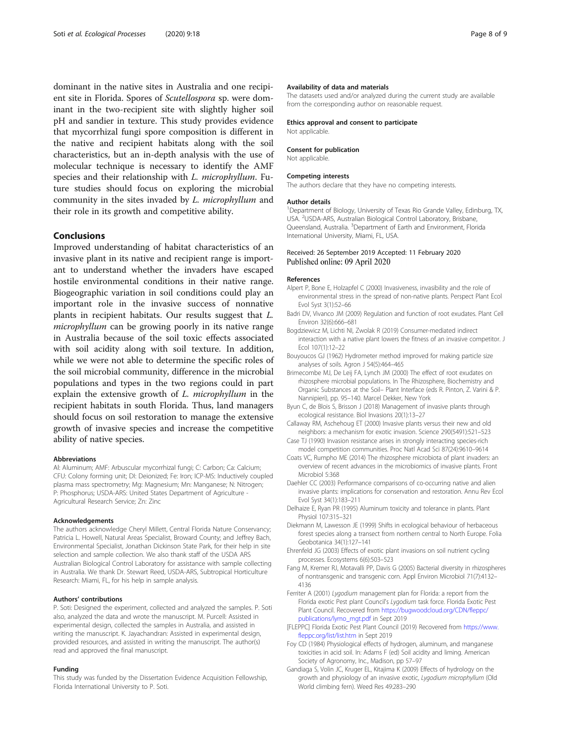dominant in the native sites in Australia and one recipient site in Florida. Spores of *Scutellospora* sp. were dominant in the two-recipient site with slightly higher soil pH and sandier in texture. This study provides evidence that mycorrhizal fungi spore composition is different in the native and recipient habitats along with the soil characteristics, but an in-depth analysis with the use of molecular technique is necessary to identify the AMF species and their relationship with *L. microphyllum*. Future studies should focus on exploring the microbial community in the sites invaded by *L. microphyllum* and their role in its growth and competitive ability.

## Conclusions

Improved understanding of habitat characteristics of an invasive plant in its native and recipient range is important to understand whether the invaders have escaped hostile environmental conditions in their native range. Biogeographic variation in soil conditions could play an important role in the invasive success of nonnative plants in recipient habitats. Our results suggest that *L. microphyllum* can be growing poorly in its native range in Australia because of the soil toxic effects associated with soil acidity along with soil texture. In addition, while we were not able to determine the specific roles of the soil microbial community, difference in the microbial populations and types in the two regions could in part explain the extensive growth of *L. microphyllum* in the recipient habitats in south Florida. Thus, land managers should focus on soil restoration to manage the extensive growth of invasive species and increase the competitive ability of native species.

#### Abbreviations

Al: Aluminum; AMF: Arbuscular mycorrhizal fungi; C: Carbon; Ca: Calcium; CFU: Colony forming unit; DI: Deionized; Fe: Iron; ICP-MS: Inductively coupled plasma mass spectrometry; Mg: Magnesium; Mn: Manganese; N: Nitrogen; P: Phosphorus; USDA-ARS: United States Department of Agriculture - Agricultural Research Service; Zn: Zinc

#### Acknowledgements

The authors acknowledge Cheryl Millett, Central Florida Nature Conservancy; Patricia L. Howell, Natural Areas Specialist, Broward County; and Jeffrey Bach, Environmental Specialist, Jonathan Dickinson State Park, for their help in site selection and sample collection. We also thank staff of the USDA ARS Australian Biological Control Laboratory for assistance with sample collecting in Australia. We thank Dr. Stewart Reed, USDA-ARS, Subtropical Horticulture Research: Miami, FL, for his help in sample analysis.

#### Authors' contributions

P. Soti: Designed the experiment, collected and analyzed the samples. P. Soti also, analyzed the data and wrote the manuscript. M. Purcell: Assisted in experimental design, collected the samples in Australia, and assisted in writing the manuscript. K. Jayachandran: Assisted in experimental design, provided resources, and assisted in writing the manuscript. The author(s) read and approved the final manuscript.

#### Funding

This study was funded by the Dissertation Evidence Acquisition Fellowship, Florida International University to P. Soti.

#### Availability of data and materials

The datasets used and/or analyzed during the current study are available from the corresponding author on reasonable request.

#### Ethics approval and consent to participate

Not applicable.

#### Consent for publication

Not applicable.

#### Competing interests

The authors declare that they have no competing interests.

#### Author details

[1]Department of Biology, University of Texas Rio Grande Valley, Edinburg, TX, USA. [2]USDA-ARS, Australian Biological Control Laboratory, Brisbane, Queensland, Australia. [3]Department of Earth and Environment, Florida International University, Miami, FL, USA.

Received: 26 September 2019 Accepted: 11 February 2020
Published online: 09 April 2020

#### References

Alpert P, Bone E, Holzapfel C (2000) Invasiveness, invasibility and the role of environmental stress in the spread of non-native plants. Perspect Plant Ecol Evol Syst 3(1):52–66

Badri DV, Vivanco JM (2009) Regulation and function of root exudates. Plant Cell Environ 32(6):666–681

Bogdziewicz M, Lichti NI, Zwolak R (2019) Consumer-mediated indirect interaction with a native plant lowers the fitness of an invasive competitor. J Ecol 107(1):12–22

Bouyoucos GJ (1962) Hydrometer method improved for making particle size analyses of soils. Agron J 54(5):464–465

Brimecombe MJ, De Leij FA, Lynch JM (2000) The effect of root exudates on rhizosphere microbial populations. In The Rhizosphere, Biochemistry and Organic Substances at the Soil– Plant Interface (eds R. Pinton, Z. Varini & P. Nannipieri), pp. 95–140. Marcel Dekker, New York

Byun C, de Blois S, Brisson J (2018) Management of invasive plants through ecological resistance. Biol Invasions 20(1):13–27

Callaway RM, Aschehoug ET (2000) Invasive plants versus their new and old neighbors: a mechanism for exotic invasion. Science 290(5491):521–523

Case TJ (1990) Invasion resistance arises in strongly interacting species-rich model competition communities. Proc Natl Acad Sci 87(24):9610–9614

Coats VC, Rumpho ME (2014) The rhizosphere microbiota of plant invaders: an overview of recent advances in the microbiomics of invasive plants. Front Microbiol 5:368

Daehler CC (2003) Performance comparisons of co-occurring native and alien invasive plants: implications for conservation and restoration. Annu Rev Ecol Evol Syst 34(1):183–211

Delhaize E, Ryan PR (1995) Aluminum toxicity and tolerance in plants. Plant Physiol 107:315–321

Diekmann M, Lawesson JE (1999) Shifts in ecological behaviour of herbaceous forest species along a transect from northern central to North Europe. Folia Geobotanica 34(1):127–141

Ehrenfeld JG (2003) Effects of exotic plant invasions on soil nutrient cycling processes. Ecosystems 6(6):503–523

Fang M, Kremer RJ, Motavalli PP, Davis G (2005) Bacterial diversity in rhizospheres of nontransgenic and transgenic corn. Appl Environ Microbiol 71(7):4132–4136

Ferriter A (2001) *Lygodium* management plan for Florida: a report from the Florida exotic Pest plant Council's *Lygodium* task force. Florida Exotic Pest Plant Council. Recovered from https://bugwoodcloud.org/CDN/fleppc/publications/lymo_mgt.pdf in Sept 2019

[FLEPPC] Florida Exotic Pest Plant Council (2019) Recovered from https://www.fleppc.org/list/list.htm in Sept 2019

Foy CD (1984) Physiological effects of hydrogen, aluminum, and manganese toxicities in acid soil. In: Adams F (ed) Soil acidity and liming. American Society of Agronomy, Inc., Madison, pp 57–97

Gandiaga S, Volin JC, Kruger EL, Kitajima K (2009) Effects of hydrology on the growth and physiology of an invasive exotic, *Lygodium microphyllum* (Old World climbing fern). Weed Res 49:283–290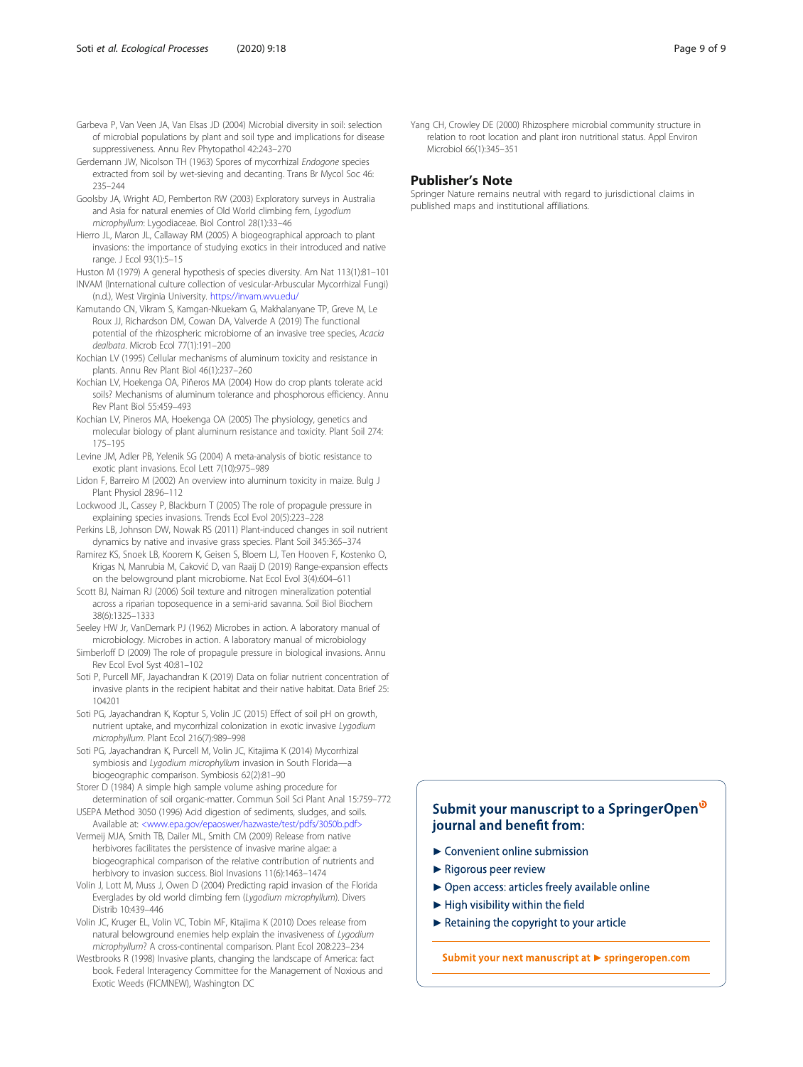Garbeva P, Van Veen JA, Van Elsas JD (2004) Microbial diversity in soil: selection of microbial populations by plant and soil type and implications for disease suppressiveness. Annu Rev Phytopathol 42:243–270

Gerdemann JW, Nicolson TH (1963) Spores of mycorrhizal *Endogone* species extracted from soil by wet-sieving and decanting. Trans Br Mycol Soc 46: 235–244

Goolsby JA, Wright AD, Pemberton RW (2003) Exploratory surveys in Australia and Asia for natural enemies of Old World climbing fern, *Lygodium microphyllum*: Lygodiaceae. Biol Control 28(1):33–46

Hierro JL, Maron JL, Callaway RM (2005) A biogeographical approach to plant invasions: the importance of studying exotics in their introduced and native range. J Ecol 93(1):5–15

Huston M (1979) A general hypothesis of species diversity. Am Nat 113(1):81–101

INVAM (International culture collection of vesicular-Arbuscular Mycorrhizal Fungi) (n.d.), West Virginia University. https://invam.wvu.edu/

Kamutando CN, Vikram S, Kamgan-Nkuekam G, Makhalanyane TP, Greve M, Le Roux JJ, Richardson DM, Cowan DA, Valverde A (2019) The functional potential of the rhizospheric microbiome of an invasive tree species, *Acacia dealbata*. Microb Ecol 77(1):191–200

Kochian LV (1995) Cellular mechanisms of aluminum toxicity and resistance in plants. Annu Rev Plant Biol 46(1):237–260

Kochian LV, Hoekenga OA, Piñeros MA (2004) How do crop plants tolerate acid soils? Mechanisms of aluminum tolerance and phosphorous efficiency. Annu Rev Plant Biol 55:459–493

Kochian LV, Pineros MA, Hoekenga OA (2005) The physiology, genetics and molecular biology of plant aluminum resistance and toxicity. Plant Soil 274: 175–195

Levine JM, Adler PB, Yelenik SG (2004) A meta-analysis of biotic resistance to exotic plant invasions. Ecol Lett 7(10):975–989

Lidon F, Barreiro M (2002) An overview into aluminum toxicity in maize. Bulg J Plant Physiol 28:96–112

Lockwood JL, Cassey P, Blackburn T (2005) The role of propagule pressure in explaining species invasions. Trends Ecol Evol 20(5):223–228

Perkins LB, Johnson DW, Nowak RS (2011) Plant-induced changes in soil nutrient dynamics by native and invasive grass species. Plant Soil 345:365–374

Ramirez KS, Snoek LB, Koorem K, Geisen S, Bloem LJ, Ten Hooven F, Kostenko O, Krigas N, Manrubia M, Caković D, van Raaij D (2019) Range-expansion effects on the belowground plant microbiome. Nat Ecol Evol 3(4):604–611

Scott BJ, Naiman RJ (2006) Soil texture and nitrogen mineralization potential across a riparian toposequence in a semi-arid savanna. Soil Biol Biochem 38(6):1325–1333

Seeley HW Jr, VanDemark PJ (1962) Microbes in action. A laboratory manual of microbiology. Microbes in action. A laboratory manual of microbiology

Simberloff D (2009) The role of propagule pressure in biological invasions. Annu Rev Ecol Evol Syst 40:81–102

Soti P, Purcell MF, Jayachandran K (2019) Data on foliar nutrient concentration of invasive plants in the recipient habitat and their native habitat. Data Brief 25: 104201

Soti PG, Jayachandran K, Koptur S, Volin JC (2015) Effect of soil pH on growth, nutrient uptake, and mycorrhizal colonization in exotic invasive *Lygodium microphyllum*. Plant Ecol 216(7):989–998

Soti PG, Jayachandran K, Purcell M, Volin JC, Kitajima K (2014) Mycorrhizal symbiosis and *Lygodium microphyllum* invasion in South Florida—a biogeographic comparison. Symbiosis 62(2):81–90

Storer D (1984) A simple high sample volume ashing procedure for determination of soil organic-matter. Commun Soil Sci Plant Anal 15:759–772

USEPA Method 3050 (1996) Acid digestion of sediments, sludges, and soils. Available at: <www.epa.gov/epaoswer/hazwaste/test/pdfs/3050b.pdf>

Vermeij MJA, Smith TB, Dailer ML, Smith CM (2009) Release from native herbivores facilitates the persistence of invasive marine algae: a biogeographical comparison of the relative contribution of nutrients and herbivory to invasion success. Biol Invasions 11(6):1463–1474

Volin J, Lott M, Muss J, Owen D (2004) Predicting rapid invasion of the Florida Everglades by old world climbing fern (*Lygodium microphyllum*). Divers Distrib 10:439–446

Volin JC, Kruger EL, Volin VC, Tobin MF, Kitajima K (2010) Does release from natural belowground enemies help explain the invasiveness of *Lygodium microphyllum*? A cross-continental comparison. Plant Ecol 208:223–234

Westbrooks R (1998) Invasive plants, changing the landscape of America: fact book. Federal Interagency Committee for the Management of Noxious and Exotic Weeds (FICMNEW), Washington DC

Yang CH, Crowley DE (2000) Rhizosphere microbial community structure in relation to root location and plant iron nutritional status. Appl Environ Microbiol 66(1):345–351

## Publisher's Note

Springer Nature remains neutral with regard to jurisdictional claims in published maps and institutional affiliations.

**Submit your manuscript to a SpringerOpen journal and benefit from:**

- ► Convenient online submission
- ► Rigorous peer review
- ► Open access: articles freely available online
- ► High visibility within the field
- ► Retaining the copyright to your article

**Submit your next manuscript at ► springeropen.com**